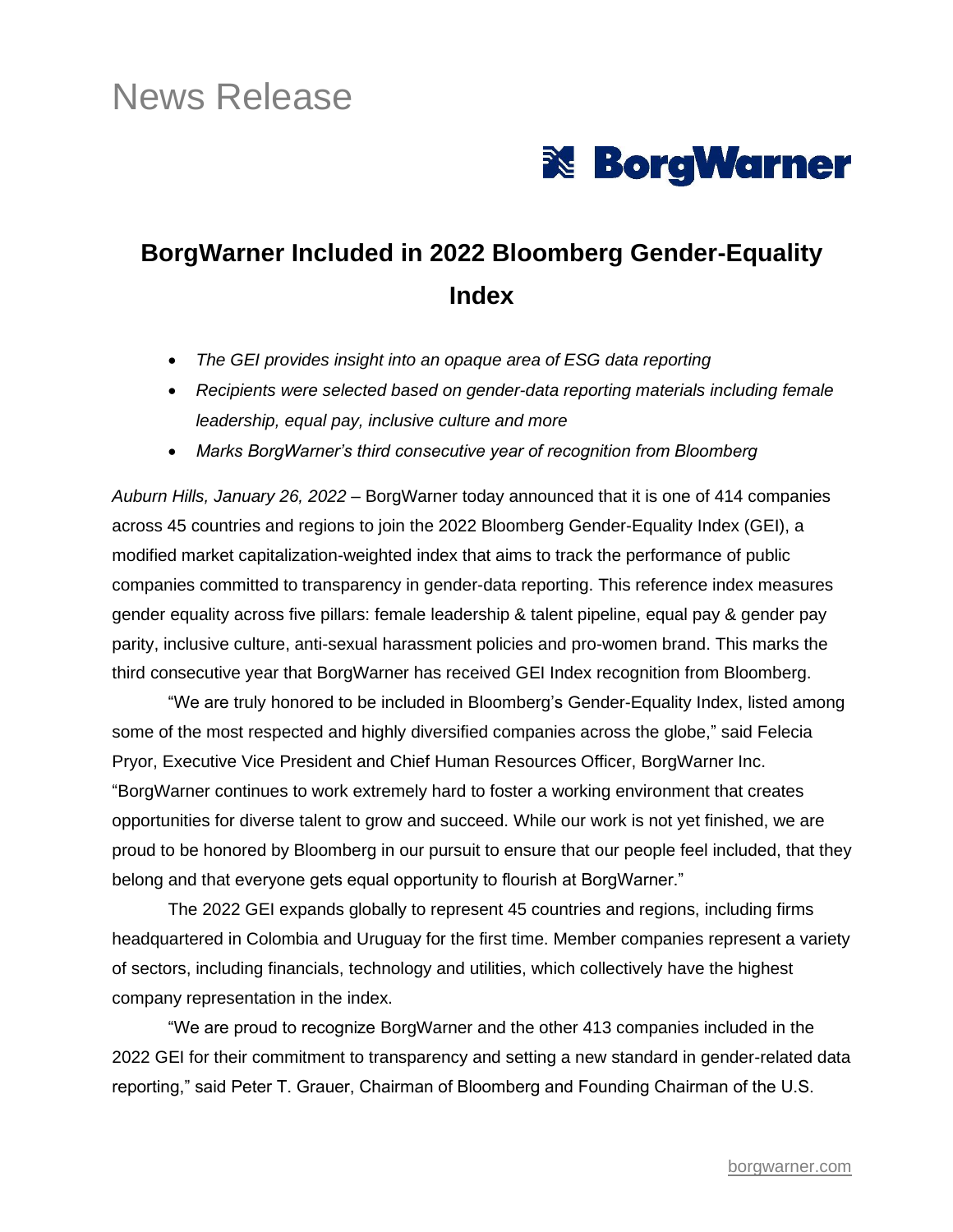News Release

# BorgWarner Included in 2022 Bloomberg Gender-Equality Index

- *The GEI provides insight into an opaque area of ESG data reporting*
- *Recipients were selected based on gender-data reporting materials including female leadership, equal pay, inclusive culture and more*
- *Marks BorgWarner's third consecutive year of recognition from Bloomberg*

*Auburn Hills, January 26, 2022* – BorgWarner today announced that it is one of 414 companies across 45 countries and regions to join the 2022 Bloomberg Gender-Equality Index (GEI), a modified market capitalization-weighted index that aims to track the performance of public companies committed to transparency in gender-data reporting. This reference index measures gender equality across five pillars: female leadership & talent pipeline, equal pay & gender pay parity, inclusive culture, anti-sexual harassment policies and pro-women brand. This marks the third consecutive year that BorgWarner has received GEI Index recognition from Bloomberg.

"We are truly honored to be included in Bloomberg's Gender-Equality Index, listed among some of the most respected and highly diversified companies across the globe," said Felecia Pryor, Executive Vice President and Chief Human Resources Officer, BorgWarner Inc. "BorgWarner continues to work extremely hard to foster a working environment that creates opportunities for diverse talent to grow and succeed. While our work is not yet finished, we are proud to be honored by Bloomberg in our pursuit to ensure that our people feel included, that they belong and that everyone gets equal opportunity to flourish at BorgWarner."

The 2022 GEI expands globally to represent 45 countries and regions, including firms headquartered in Colombia and Uruguay for the first time. Member companies represent a variety of sectors, including financials, technology and utilities, which collectively have the highest company representation in the index.

"We are proud to recognize BorgWarner and the other 413 companies included in the 2022 GEI for their commitment to transparency and setting a new standard in gender-related data reporting," said Peter T. Grauer, Chairman of Bloomberg and Founding Chairman of the U.S.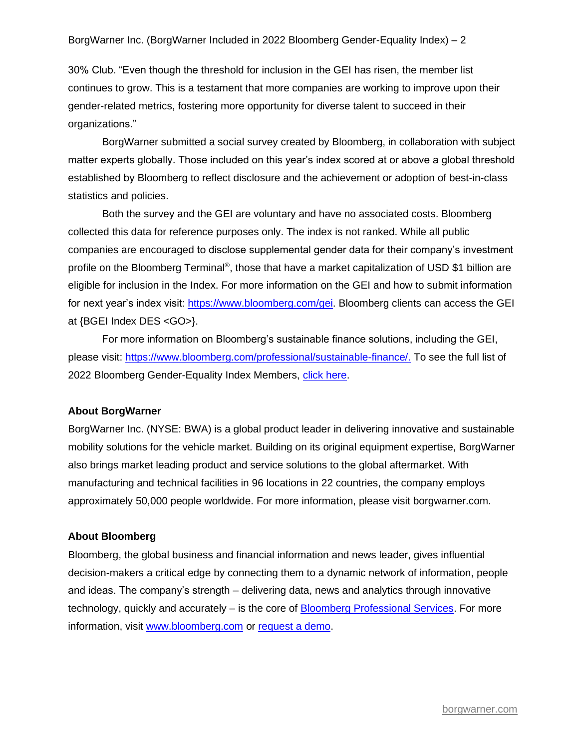30% Club. “Even though the threshold for inclusion in the GEI has risen, the member list continues to grow. This is a testament that more companies are working to improve upon their gender-related metrics, fostering more opportunity for diverse talent to succeed in their organizations.”

BorgWarner submitted a social survey created by Bloomberg, in collaboration with subject matter experts globally. Those included on this year’s index scored at or above a global threshold established by Bloomberg to reflect disclosure and the achievement or adoption of best-in-class statistics and policies.

Both the survey and the GEI are voluntary and have no associated costs. Bloomberg collected this data for reference purposes only. The index is not ranked. While all public companies are encouraged to disclose supplemental gender data for their company’s investment profile on the Bloomberg Terminal®, those that have a market capitalization of USD $1 billion are eligible for inclusion in the Index. For more information on the GEI and how to submit information for next year’s index visit: https://www.bloomberg.com/gei. Bloomberg clients can access the GEI at {BGEI Index DES <GO>}.

For more information on Bloomberg’s sustainable finance solutions, including the GEI, please visit: https://www.bloomberg.com/professional/sustainable-finance/. To see the full list of 2022 Bloomberg Gender-Equality Index Members, click here.

**About BorgWarner**

BorgWarner Inc. (NYSE: BWA) is a global product leader in delivering innovative and sustainable mobility solutions for the vehicle market. Building on its original equipment expertise, BorgWarner also brings market leading product and service solutions to the global aftermarket. With manufacturing and technical facilities in 96 locations in 22 countries, the company employs approximately 50,000 people worldwide. For more information, please visit borgwarner.com.

**About Bloomberg**

Bloomberg, the global business and financial information and news leader, gives influential decision-makers a critical edge by connecting them to a dynamic network of information, people and ideas. The company’s strength – delivering data, news and analytics through innovative technology, quickly and accurately – is the core of Bloomberg Professional Services. For more information, visit www.bloomberg.com or request a demo.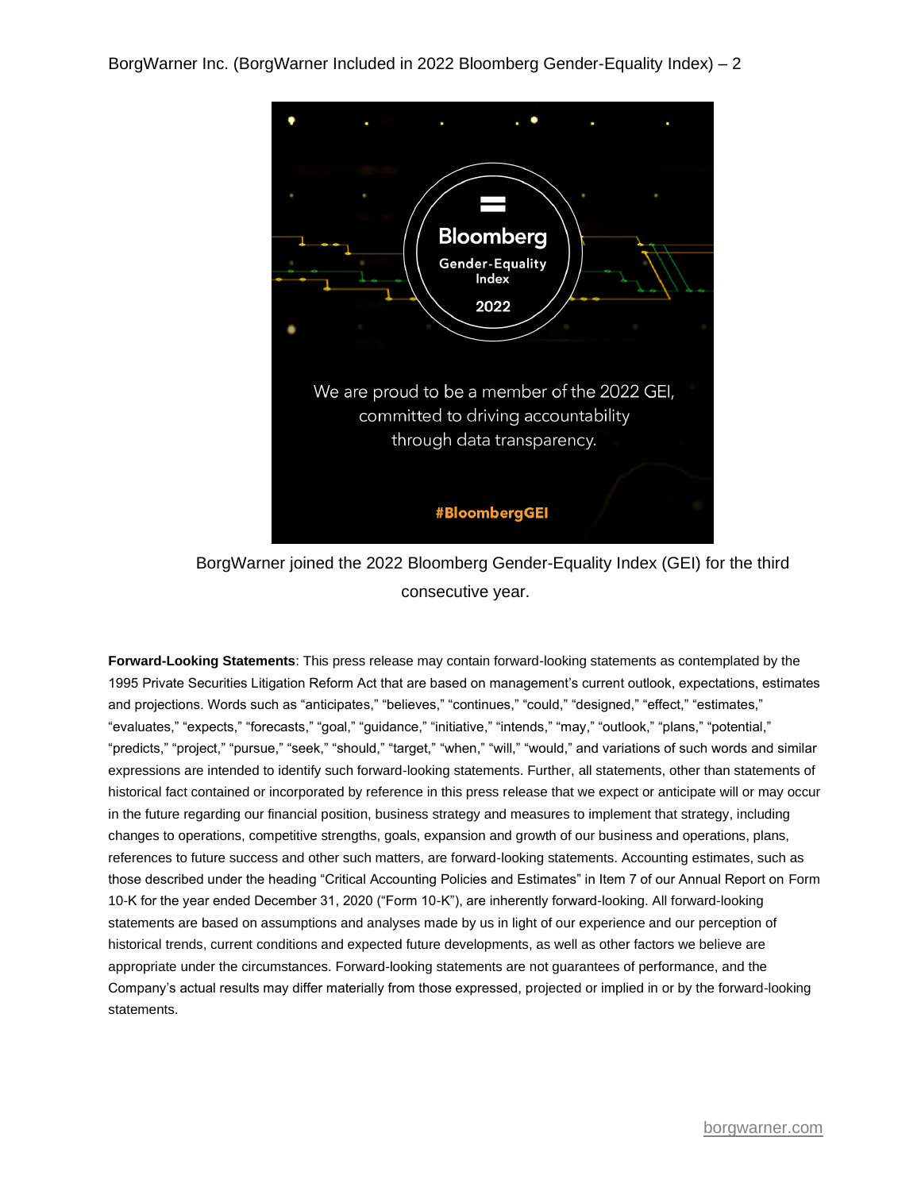We are proud to be a member of the 2022 GEI, committed to driving accountability through data transparency.

#BloombergGEI

BorgWarner joined the 2022 Bloomberg Gender-Equality Index (GEI) for the third consecutive year.

**Forward-Looking Statements**: This press release may contain forward-looking statements as contemplated by the 1995 Private Securities Litigation Reform Act that are based on management's current outlook, expectations, estimates and projections. Words such as "anticipates," "believes," "continues," "could," "designed," "effect," "estimates," "evaluates," "expects," "forecasts," "goal," "guidance," "initiative," "intends," "may," "outlook," "plans," "potential," "predicts," "project," "pursue," "seek," "should," "target," "when," "will," "would," and variations of such words and similar expressions are intended to identify such forward-looking statements. Further, all statements, other than statements of historical fact contained or incorporated by reference in this press release that we expect or anticipate will or may occur in the future regarding our financial position, business strategy and measures to implement that strategy, including changes to operations, competitive strengths, goals, expansion and growth of our business and operations, plans, references to future success and other such matters, are forward-looking statements. Accounting estimates, such as those described under the heading "Critical Accounting Policies and Estimates" in Item 7 of our Annual Report on Form 10-K for the year ended December 31, 2020 ("Form 10-K"), are inherently forward-looking. All forward-looking statements are based on assumptions and analyses made by us in light of our experience and our perception of historical trends, current conditions and expected future developments, as well as other factors we believe are appropriate under the circumstances. Forward-looking statements are not guarantees of performance, and the Company's actual results may differ materially from those expressed, projected or implied in or by the forward-looking statements.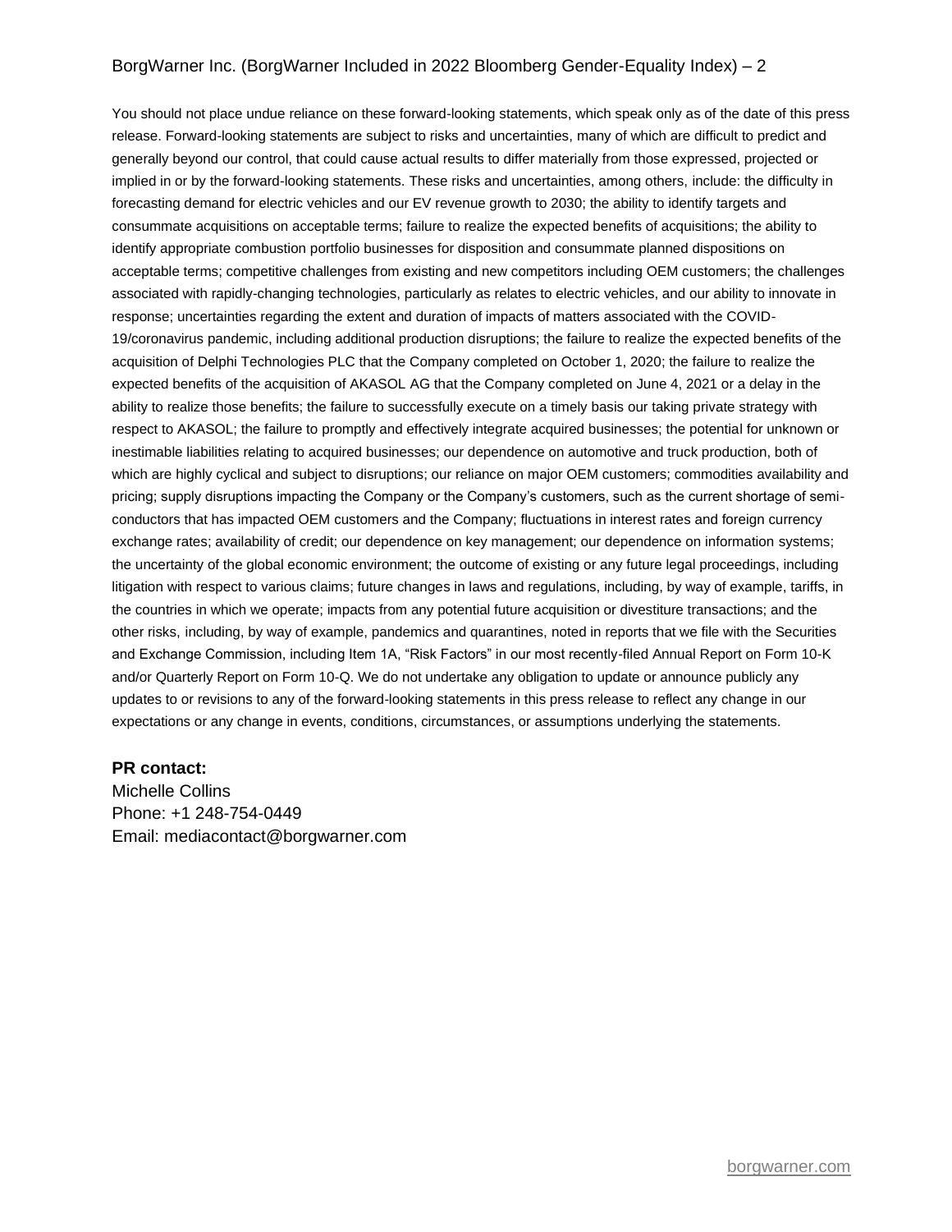You should not place undue reliance on these forward-looking statements, which speak only as of the date of this press release. Forward-looking statements are subject to risks and uncertainties, many of which are difficult to predict and generally beyond our control, that could cause actual results to differ materially from those expressed, projected or implied in or by the forward-looking statements. These risks and uncertainties, among others, include: the difficulty in forecasting demand for electric vehicles and our EV revenue growth to 2030; the ability to identify targets and consummate acquisitions on acceptable terms; failure to realize the expected benefits of acquisitions; the ability to identify appropriate combustion portfolio businesses for disposition and consummate planned dispositions on acceptable terms; competitive challenges from existing and new competitors including OEM customers; the challenges associated with rapidly-changing technologies, particularly as relates to electric vehicles, and our ability to innovate in response; uncertainties regarding the extent and duration of impacts of matters associated with the COVID-19/coronavirus pandemic, including additional production disruptions; the failure to realize the expected benefits of the acquisition of Delphi Technologies PLC that the Company completed on October 1, 2020; the failure to realize the expected benefits of the acquisition of AKASOL AG that the Company completed on June 4, 2021 or a delay in the ability to realize those benefits; the failure to successfully execute on a timely basis our taking private strategy with respect to AKASOL; the failure to promptly and effectively integrate acquired businesses; the potential for unknown or inestimable liabilities relating to acquired businesses; our dependence on automotive and truck production, both of which are highly cyclical and subject to disruptions; our reliance on major OEM customers; commodities availability and pricing; supply disruptions impacting the Company or the Company's customers, such as the current shortage of semi-conductors that has impacted OEM customers and the Company; fluctuations in interest rates and foreign currency exchange rates; availability of credit; our dependence on key management; our dependence on information systems; the uncertainty of the global economic environment; the outcome of existing or any future legal proceedings, including litigation with respect to various claims; future changes in laws and regulations, including, by way of example, tariffs, in the countries in which we operate; impacts from any potential future acquisition or divestiture transactions; and the other risks, including, by way of example, pandemics and quarantines, noted in reports that we file with the Securities and Exchange Commission, including Item 1A, "Risk Factors" in our most recently-filed Annual Report on Form 10-K and/or Quarterly Report on Form 10-Q. We do not undertake any obligation to update or announce publicly any updates to or revisions to any of the forward-looking statements in this press release to reflect any change in our expectations or any change in events, conditions, circumstances, or assumptions underlying the statements.

**PR contact:**
Michelle Collins
Phone: +1 248-754-0449
Email: mediacontact@borgwarner.com